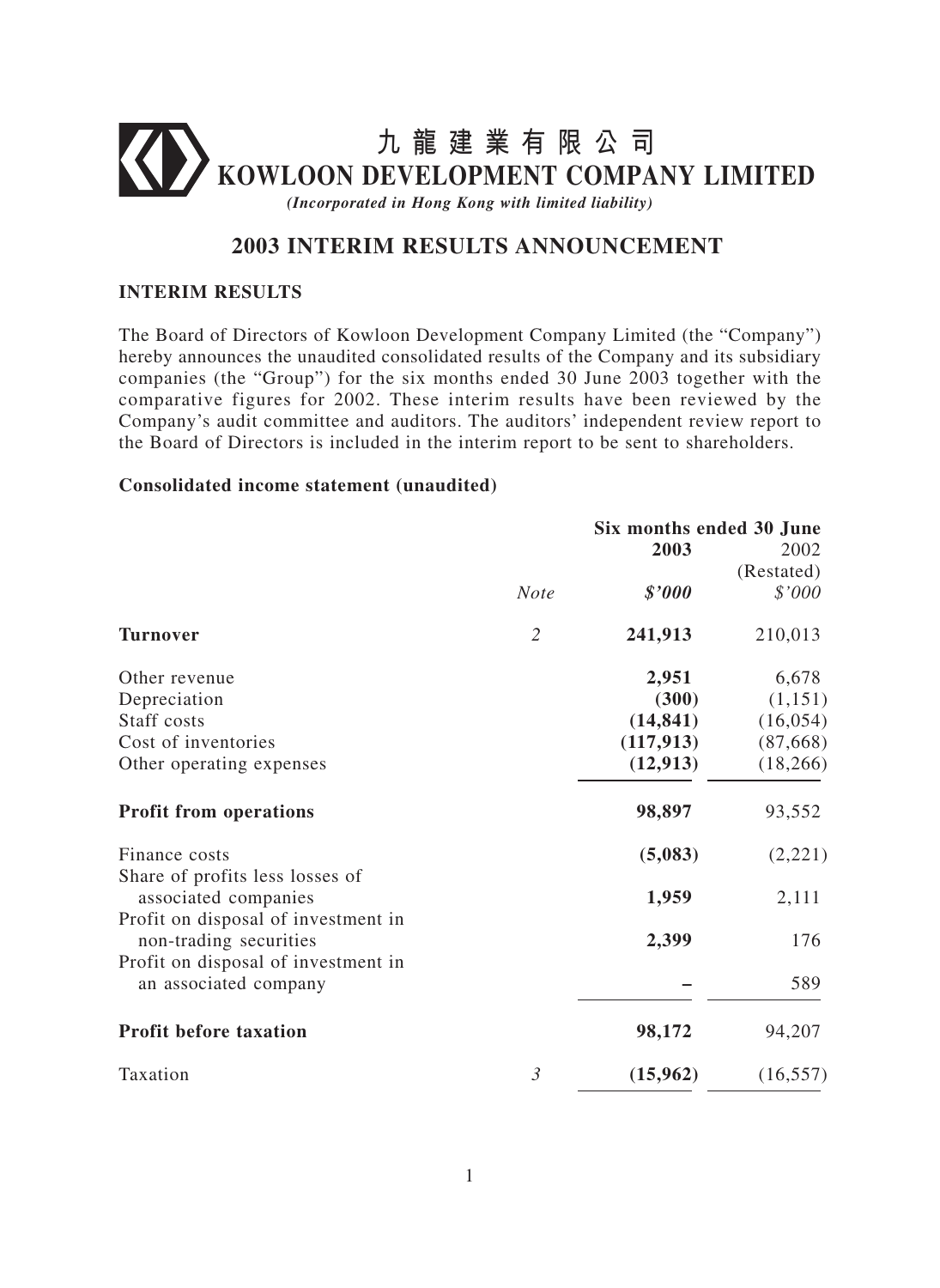# 九龍建業有限公司
# KOWLOON DEVELOPMENT COMPANY LIMITED

*(Incorporated in Hong Kong with limited liability)*

## 2003 INTERIM RESULTS ANNOUNCEMENT

### INTERIM RESULTS

The Board of Directors of Kowloon Development Company Limited (the "Company") hereby announces the unaudited consolidated results of the Company and its subsidiary companies (the "Group") for the six months ended 30 June 2003 together with the comparative figures for 2002. These interim results have been reviewed by the Company's audit committee and auditors. The auditors' independent review report to the Board of Directors is included in the interim report to be sent to shareholders.

**Consolidated income statement (unaudited)**

| | | Six months ended 30 June | |
|---|---|---|---|
| | | **2003** | 2002 |
| | | | (Restated) |
| | *Note* | ***$'000*** | *$'000* |
| **Turnover** | *2* | **241,913** | 210,013 |
| Other revenue | | **2,951** | 6,678 |
| Depreciation | | **(300)** | (1,151) |
| Staff costs | | **(14,841)** | (16,054) |
| Cost of inventories | | **(117,913)** | (87,668) |
| Other operating expenses | | **(12,913)** | (18,266) |
| **Profit from operations** | | **98,897** | 93,552 |
| Finance costs | | **(5,083)** | (2,221) |
| Share of profits less losses of associated companies | | **1,959** | 2,111 |
| Profit on disposal of investment in non-trading securities | | **2,399** | 176 |
| Profit on disposal of investment in an associated company | | **–** | 589 |
| **Profit before taxation** | | **98,172** | 94,207 |
| Taxation | *3* | **(15,962)** | (16,557) |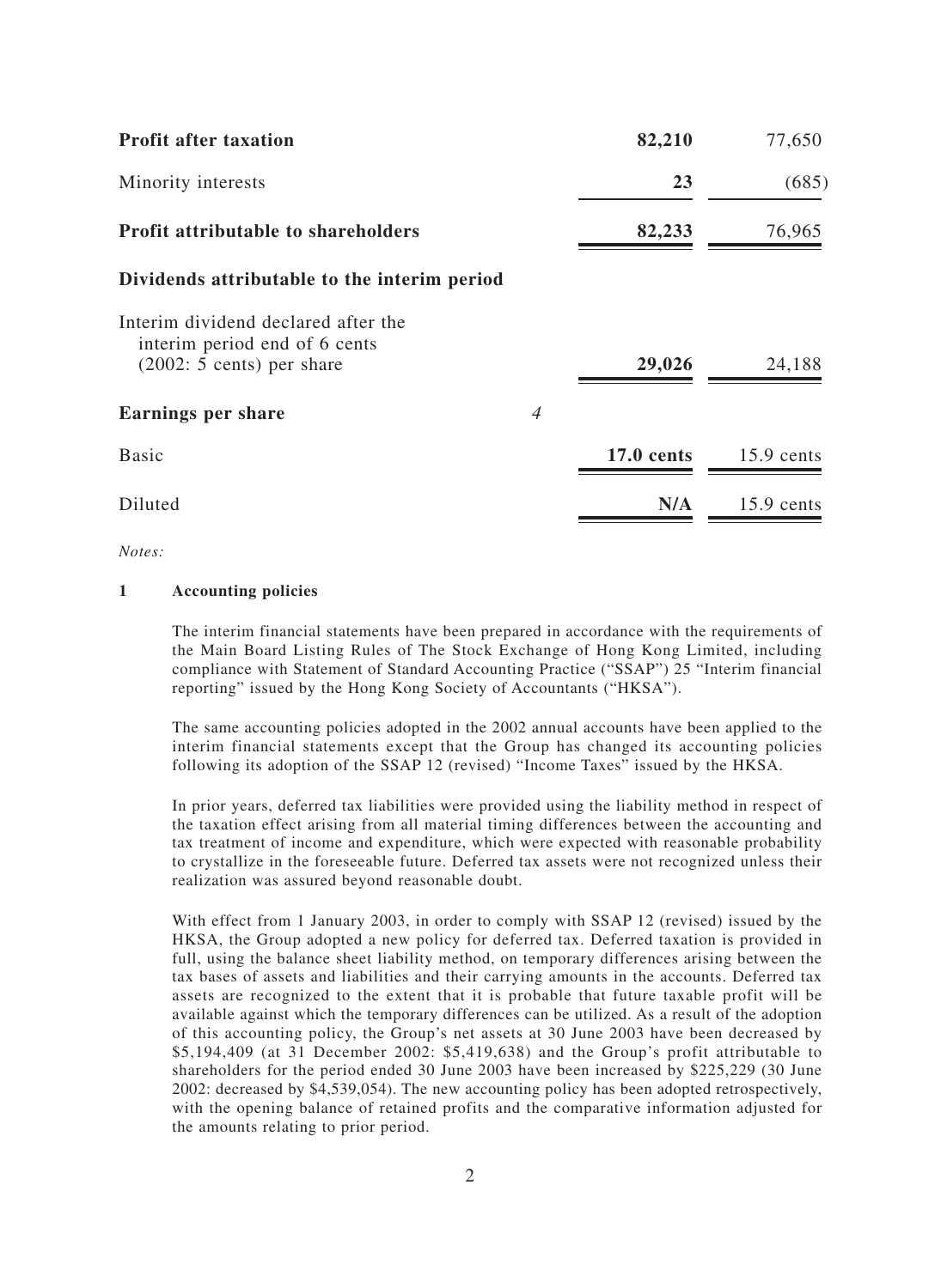| | Note | 2003 | 2002 |
|---|---|---|---|
| **Profit after taxation** | | **82,210** | 77,650 |
| Minority interests | | **23** | (685) |
| **Profit attributable to shareholders** | | **82,233** | 76,965 |
| **Dividends attributable to the interim period** | | | |
| Interim dividend declared after the interim period end of 6 cents (2002: 5 cents) per share | | **29,026** | 24,188 |
| **Earnings per share** | *4* | | |
| Basic | | **17.0 cents** | 15.9 cents |
| Diluted | | **N/A** | 15.9 cents |

*Notes:*

**1 Accounting policies**

The interim financial statements have been prepared in accordance with the requirements of the Main Board Listing Rules of The Stock Exchange of Hong Kong Limited, including compliance with Statement of Standard Accounting Practice ("SSAP") 25 "Interim financial reporting" issued by the Hong Kong Society of Accountants ("HKSA").

The same accounting policies adopted in the 2002 annual accounts have been applied to the interim financial statements except that the Group has changed its accounting policies following its adoption of the SSAP 12 (revised) "Income Taxes" issued by the HKSA.

In prior years, deferred tax liabilities were provided using the liability method in respect of the taxation effect arising from all material timing differences between the accounting and tax treatment of income and expenditure, which were expected with reasonable probability to crystallize in the foreseeable future. Deferred tax assets were not recognized unless their realization was assured beyond reasonable doubt.

With effect from 1 January 2003, in order to comply with SSAP 12 (revised) issued by the HKSA, the Group adopted a new policy for deferred tax. Deferred taxation is provided in full, using the balance sheet liability method, on temporary differences arising between the tax bases of assets and liabilities and their carrying amounts in the accounts. Deferred tax assets are recognized to the extent that it is probable that future taxable profit will be available against which the temporary differences can be utilized. As a result of the adoption of this accounting policy, the Group's net assets at 30 June 2003 have been decreased by $5,194,409 (at 31 December 2002: $5,419,638) and the Group's profit attributable to shareholders for the period ended 30 June 2003 have been increased by $225,229 (30 June 2002: decreased by $4,539,054). The new accounting policy has been adopted retrospectively, with the opening balance of retained profits and the comparative information adjusted for the amounts relating to prior period.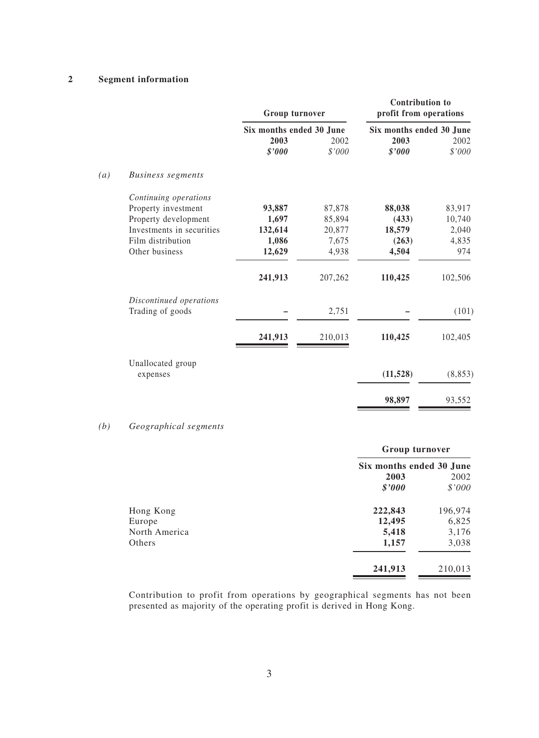## 2 Segment information

### (a) *Business segments*

| | Group turnover | | Contribution to profit from operations | |
|---|---|---|---|---|
| | Six months ended 30 June | | Six months ended 30 June | |
| | **2003** | 2002 | **2003** | 2002 |
| | ***$'000*** | *$'000* | ***$'000*** | *$'000* |
| *Continuing operations* | | | | |
| Property investment | **93,887** | 87,878 | **88,038** | 83,917 |
| Property development | **1,697** | 85,894 | **(433)** | 10,740 |
| Investments in securities | **132,614** | 20,877 | **18,579** | 2,040 |
| Film distribution | **1,086** | 7,675 | **(263)** | 4,835 |
| Other business | **12,629** | 4,938 | **4,504** | 974 |
| | **241,913** | 207,262 | **110,425** | 102,506 |
| *Discontinued operations* | | | | |
| Trading of goods | **–** | 2,751 | **–** | (101) |
| | **241,913** | 210,013 | **110,425** | 102,405 |
| Unallocated group expenses | | | **(11,528)** | (8,853) |
| | | | **98,897** | 93,552 |

### (b) *Geographical segments*

| | Group turnover | |
|---|---|---|
| | Six months ended 30 June | |
| | **2003** | 2002 |
| | ***$'000*** | *$'000* |
| Hong Kong | **222,843** | 196,974 |
| Europe | **12,495** | 6,825 |
| North America | **5,418** | 3,176 |
| Others | **1,157** | 3,038 |
| | **241,913** | 210,013 |

Contribution to profit from operations by geographical segments has not been presented as majority of the operating profit is derived in Hong Kong.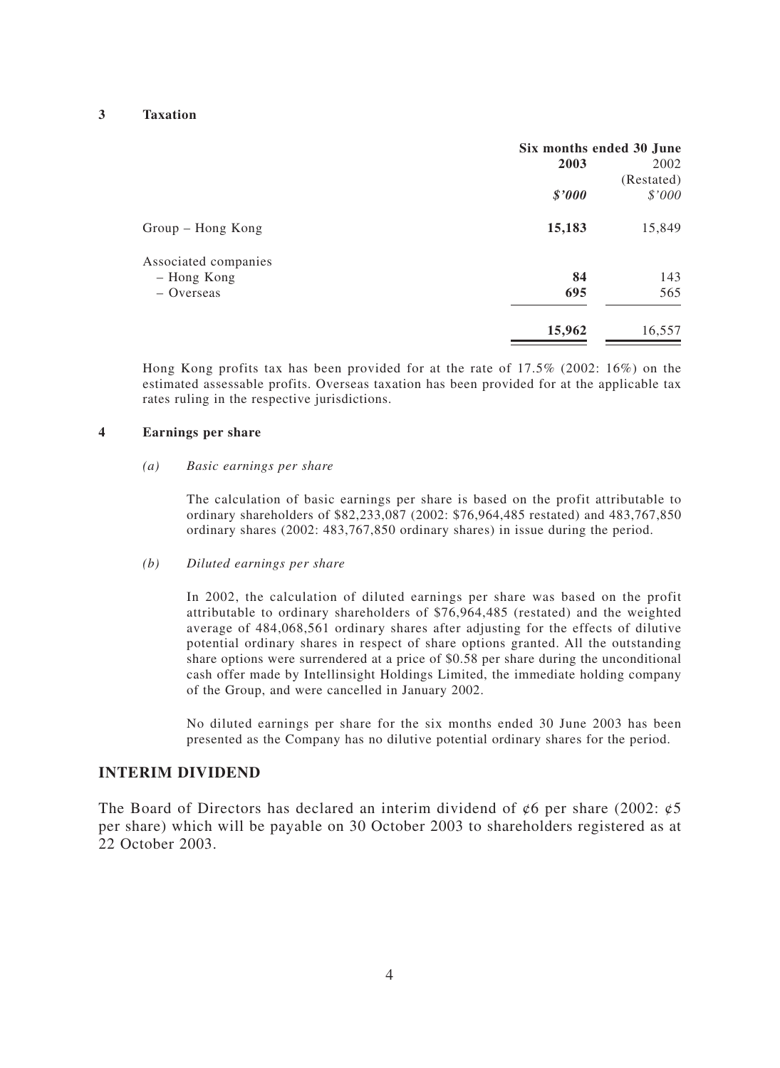### 3 Taxation

| | Six months ended 30 June | |
|---|---|---|
| | **2003** | 2002 (Restated) |
| | ***$'000*** | *$'000* |
| Group – Hong Kong | **15,183** | 15,849 |
| Associated companies | | |
| – Hong Kong | **84** | 143 |
| – Overseas | **695** | 565 |
| | **15,962** | 16,557 |

Hong Kong profits tax has been provided for at the rate of 17.5% (2002: 16%) on the estimated assessable profits. Overseas taxation has been provided for at the applicable tax rates ruling in the respective jurisdictions.

### 4 Earnings per share

*(a) Basic earnings per share*

The calculation of basic earnings per share is based on the profit attributable to ordinary shareholders of $82,233,087 (2002: $76,964,485 restated) and 483,767,850 ordinary shares (2002: 483,767,850 ordinary shares) in issue during the period.

*(b) Diluted earnings per share*

In 2002, the calculation of diluted earnings per share was based on the profit attributable to ordinary shareholders of $76,964,485 (restated) and the weighted average of 484,068,561 ordinary shares after adjusting for the effects of dilutive potential ordinary shares in respect of share options granted. All the outstanding share options were surrendered at a price of $0.58 per share during the unconditional cash offer made by Intellinsight Holdings Limited, the immediate holding company of the Group, and were cancelled in January 2002.

No diluted earnings per share for the six months ended 30 June 2003 has been presented as the Company has no dilutive potential ordinary shares for the period.

## INTERIM DIVIDEND

The Board of Directors has declared an interim dividend of ¢6 per share (2002: ¢5 per share) which will be payable on 30 October 2003 to shareholders registered as at 22 October 2003.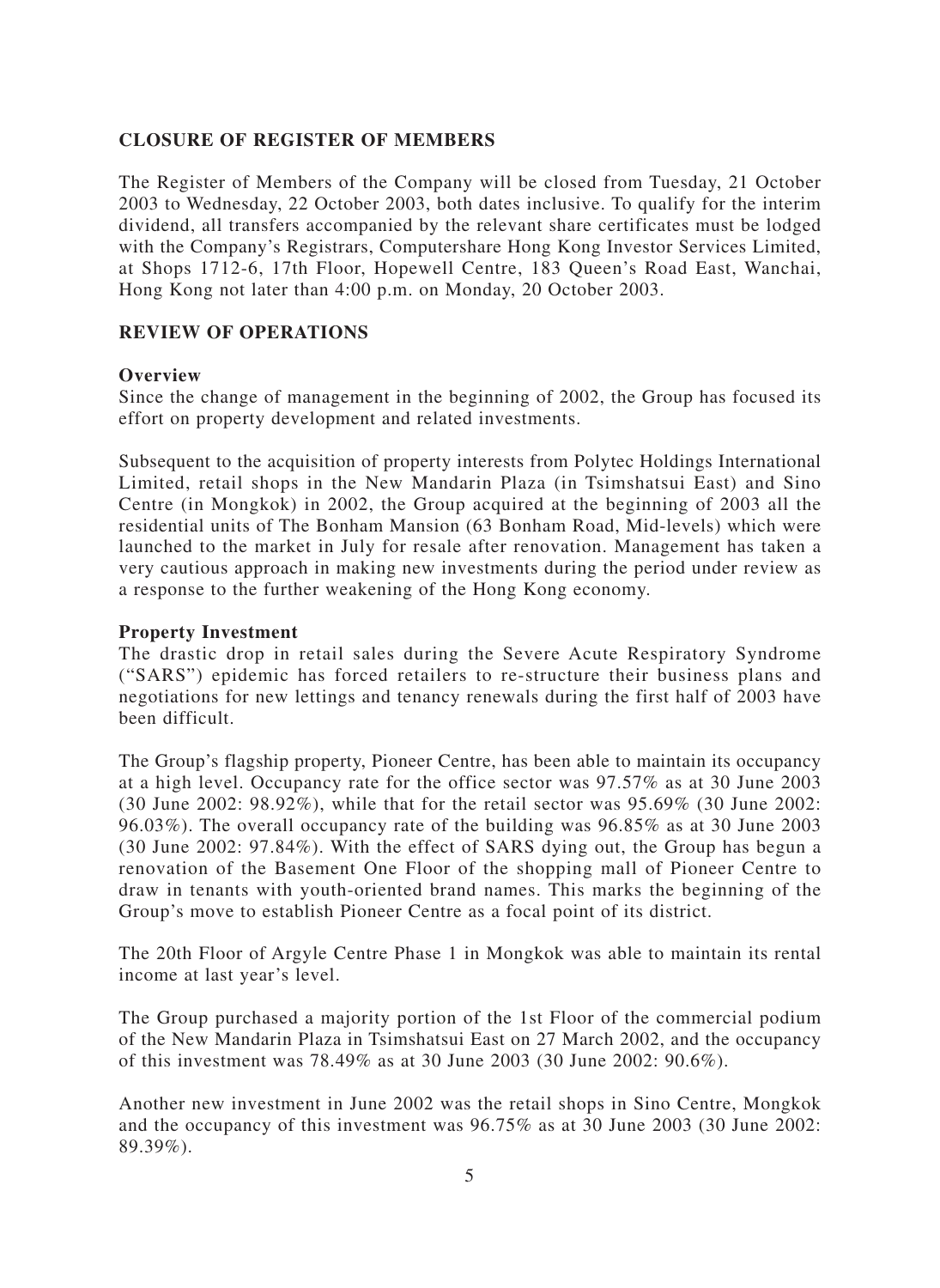## CLOSURE OF REGISTER OF MEMBERS

The Register of Members of the Company will be closed from Tuesday, 21 October 2003 to Wednesday, 22 October 2003, both dates inclusive. To qualify for the interim dividend, all transfers accompanied by the relevant share certificates must be lodged with the Company's Registrars, Computershare Hong Kong Investor Services Limited, at Shops 1712-6, 17th Floor, Hopewell Centre, 183 Queen's Road East, Wanchai, Hong Kong not later than 4:00 p.m. on Monday, 20 October 2003.

## REVIEW OF OPERATIONS

### Overview

Since the change of management in the beginning of 2002, the Group has focused its effort on property development and related investments.

Subsequent to the acquisition of property interests from Polytec Holdings International Limited, retail shops in the New Mandarin Plaza (in Tsimshatsui East) and Sino Centre (in Mongkok) in 2002, the Group acquired at the beginning of 2003 all the residential units of The Bonham Mansion (63 Bonham Road, Mid-levels) which were launched to the market in July for resale after renovation. Management has taken a very cautious approach in making new investments during the period under review as a response to the further weakening of the Hong Kong economy.

### Property Investment

The drastic drop in retail sales during the Severe Acute Respiratory Syndrome ("SARS") epidemic has forced retailers to re-structure their business plans and negotiations for new lettings and tenancy renewals during the first half of 2003 have been difficult.

The Group's flagship property, Pioneer Centre, has been able to maintain its occupancy at a high level. Occupancy rate for the office sector was 97.57% as at 30 June 2003 (30 June 2002: 98.92%), while that for the retail sector was 95.69% (30 June 2002: 96.03%). The overall occupancy rate of the building was 96.85% as at 30 June 2003 (30 June 2002: 97.84%). With the effect of SARS dying out, the Group has begun a renovation of the Basement One Floor of the shopping mall of Pioneer Centre to draw in tenants with youth-oriented brand names. This marks the beginning of the Group's move to establish Pioneer Centre as a focal point of its district.

The 20th Floor of Argyle Centre Phase 1 in Mongkok was able to maintain its rental income at last year's level.

The Group purchased a majority portion of the 1st Floor of the commercial podium of the New Mandarin Plaza in Tsimshatsui East on 27 March 2002, and the occupancy of this investment was 78.49% as at 30 June 2003 (30 June 2002: 90.6%).

Another new investment in June 2002 was the retail shops in Sino Centre, Mongkok and the occupancy of this investment was 96.75% as at 30 June 2003 (30 June 2002: 89.39%).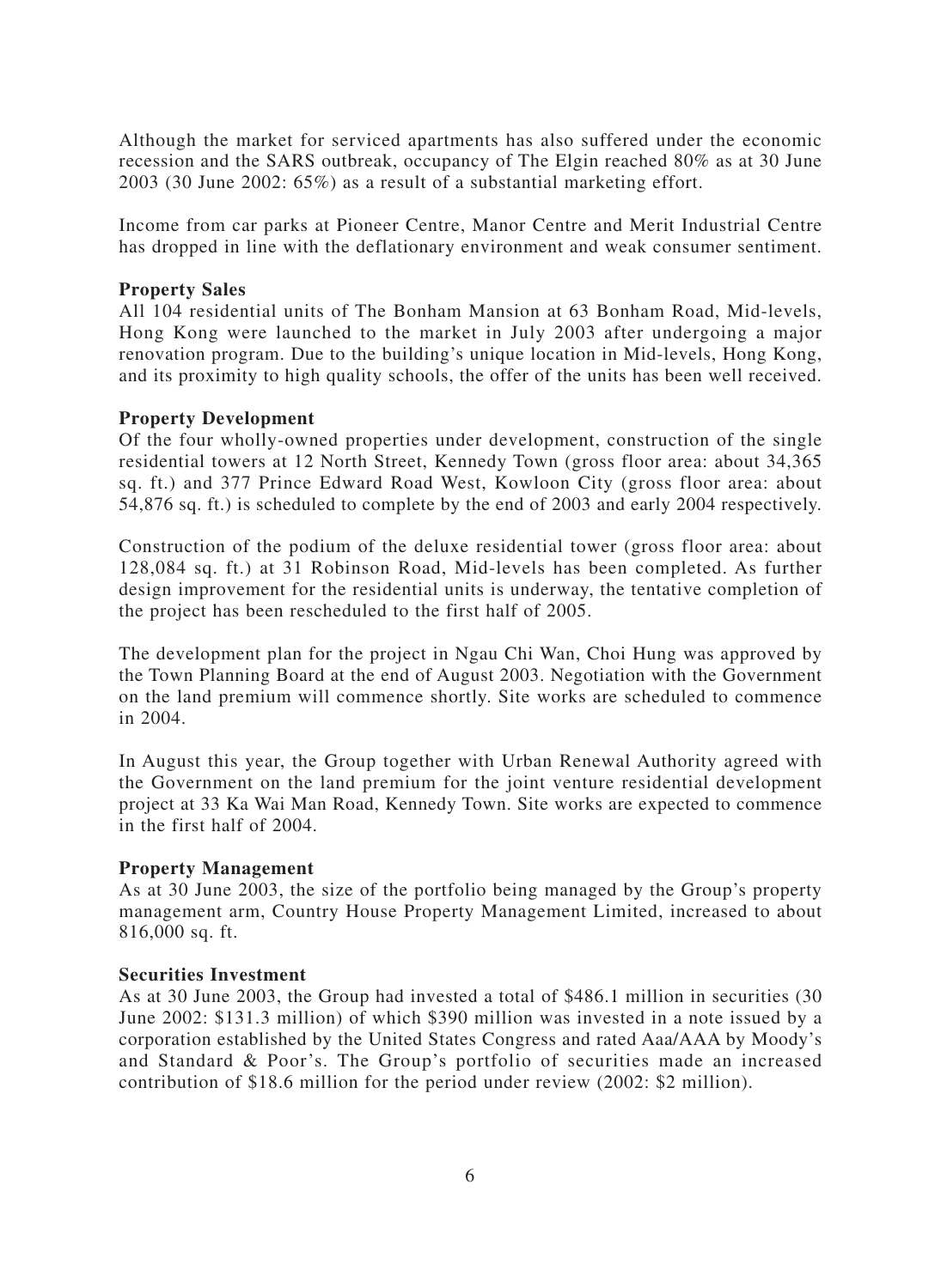Although the market for serviced apartments has also suffered under the economic recession and the SARS outbreak, occupancy of The Elgin reached 80% as at 30 June 2003 (30 June 2002: 65%) as a result of a substantial marketing effort.

Income from car parks at Pioneer Centre, Manor Centre and Merit Industrial Centre has dropped in line with the deflationary environment and weak consumer sentiment.

**Property Sales**

All 104 residential units of The Bonham Mansion at 63 Bonham Road, Mid-levels, Hong Kong were launched to the market in July 2003 after undergoing a major renovation program. Due to the building's unique location in Mid-levels, Hong Kong, and its proximity to high quality schools, the offer of the units has been well received.

**Property Development**

Of the four wholly-owned properties under development, construction of the single residential towers at 12 North Street, Kennedy Town (gross floor area: about 34,365 sq. ft.) and 377 Prince Edward Road West, Kowloon City (gross floor area: about 54,876 sq. ft.) is scheduled to complete by the end of 2003 and early 2004 respectively.

Construction of the podium of the deluxe residential tower (gross floor area: about 128,084 sq. ft.) at 31 Robinson Road, Mid-levels has been completed. As further design improvement for the residential units is underway, the tentative completion of the project has been rescheduled to the first half of 2005.

The development plan for the project in Ngau Chi Wan, Choi Hung was approved by the Town Planning Board at the end of August 2003. Negotiation with the Government on the land premium will commence shortly. Site works are scheduled to commence in 2004.

In August this year, the Group together with Urban Renewal Authority agreed with the Government on the land premium for the joint venture residential development project at 33 Ka Wai Man Road, Kennedy Town. Site works are expected to commence in the first half of 2004.

**Property Management**

As at 30 June 2003, the size of the portfolio being managed by the Group's property management arm, Country House Property Management Limited, increased to about 816,000 sq. ft.

**Securities Investment**

As at 30 June 2003, the Group had invested a total of $486.1 million in securities (30 June 2002: $131.3 million) of which $390 million was invested in a note issued by a corporation established by the United States Congress and rated Aaa/AAA by Moody's and Standard & Poor's. The Group's portfolio of securities made an increased contribution of $18.6 million for the period under review (2002: $2 million).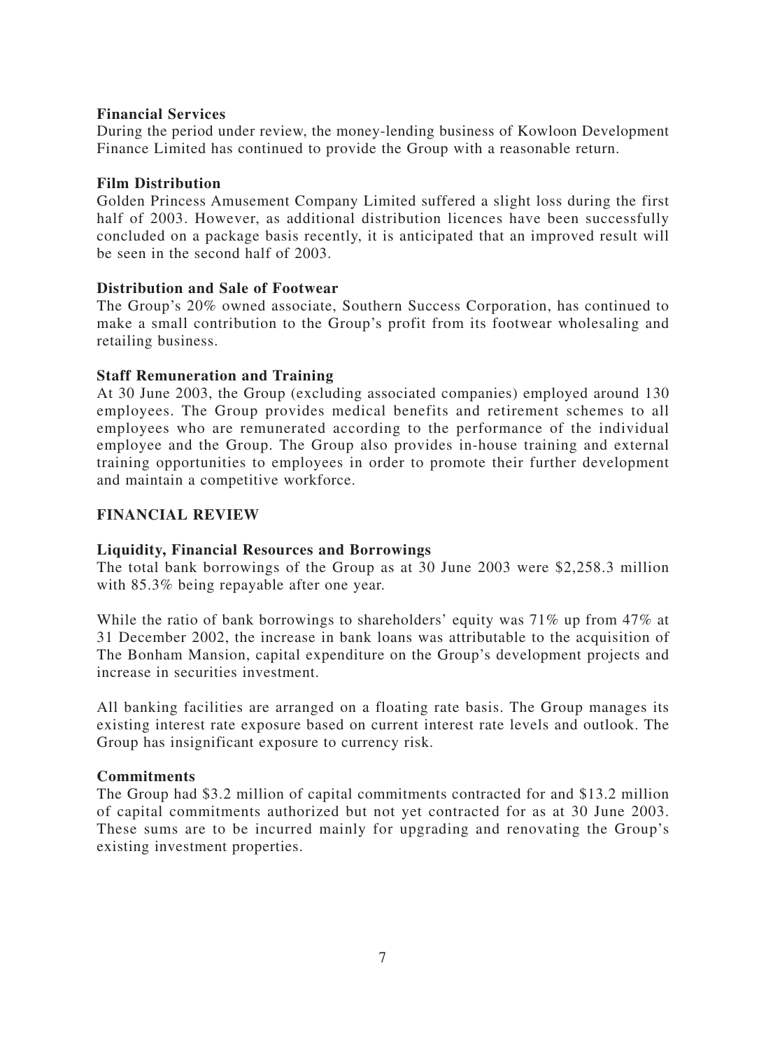### Financial Services

During the period under review, the money-lending business of Kowloon Development Finance Limited has continued to provide the Group with a reasonable return.

### Film Distribution

Golden Princess Amusement Company Limited suffered a slight loss during the first half of 2003. However, as additional distribution licences have been successfully concluded on a package basis recently, it is anticipated that an improved result will be seen in the second half of 2003.

### Distribution and Sale of Footwear

The Group's 20% owned associate, Southern Success Corporation, has continued to make a small contribution to the Group's profit from its footwear wholesaling and retailing business.

### Staff Remuneration and Training

At 30 June 2003, the Group (excluding associated companies) employed around 130 employees. The Group provides medical benefits and retirement schemes to all employees who are remunerated according to the performance of the individual employee and the Group. The Group also provides in-house training and external training opportunities to employees in order to promote their further development and maintain a competitive workforce.

## FINANCIAL REVIEW

### Liquidity, Financial Resources and Borrowings

The total bank borrowings of the Group as at 30 June 2003 were $2,258.3 million with 85.3% being repayable after one year.

While the ratio of bank borrowings to shareholders' equity was 71% up from 47% at 31 December 2002, the increase in bank loans was attributable to the acquisition of The Bonham Mansion, capital expenditure on the Group's development projects and increase in securities investment.

All banking facilities are arranged on a floating rate basis. The Group manages its existing interest rate exposure based on current interest rate levels and outlook. The Group has insignificant exposure to currency risk.

### Commitments

The Group had $3.2 million of capital commitments contracted for and $13.2 million of capital commitments authorized but not yet contracted for as at 30 June 2003. These sums are to be incurred mainly for upgrading and renovating the Group's existing investment properties.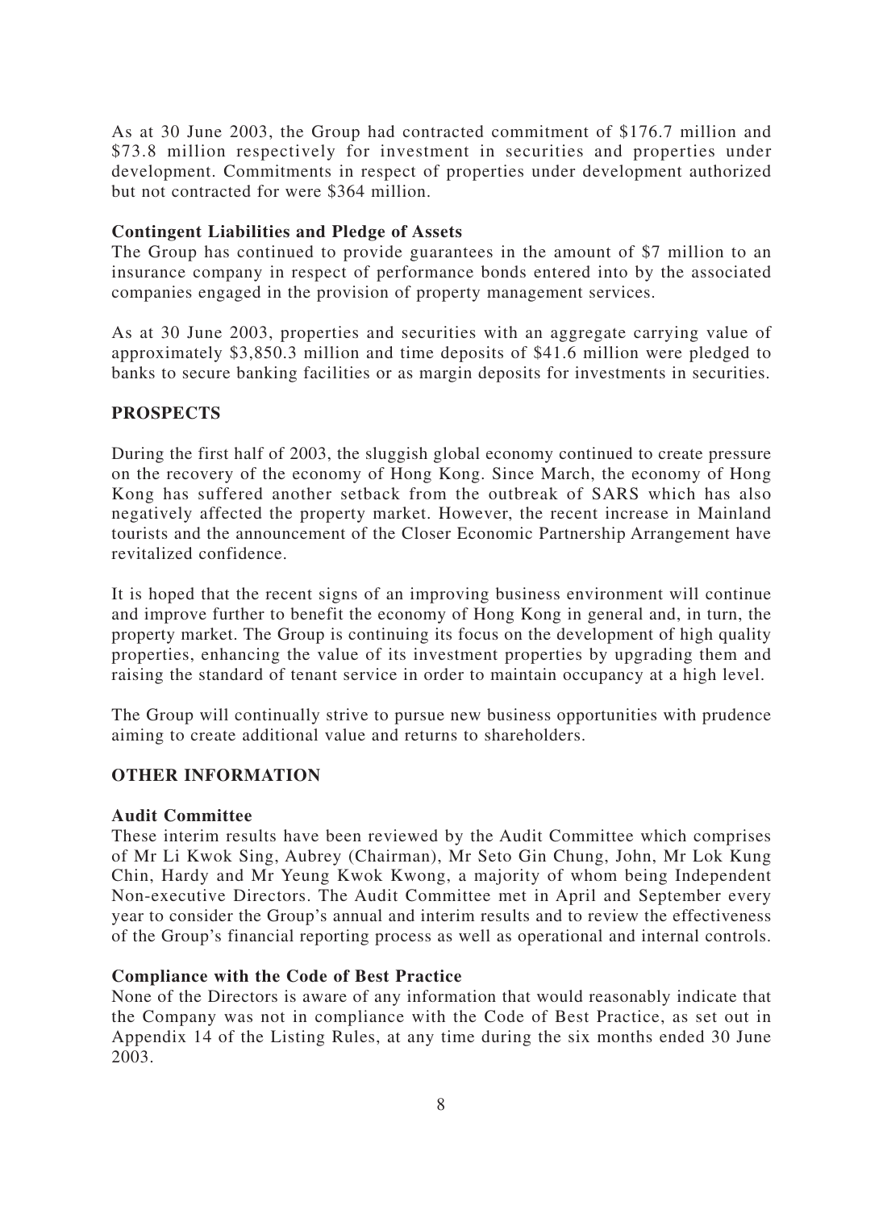As at 30 June 2003, the Group had contracted commitment of $176.7 million and $73.8 million respectively for investment in securities and properties under development. Commitments in respect of properties under development authorized but not contracted for were $364 million.

**Contingent Liabilities and Pledge of Assets**

The Group has continued to provide guarantees in the amount of $7 million to an insurance company in respect of performance bonds entered into by the associated companies engaged in the provision of property management services.

As at 30 June 2003, properties and securities with an aggregate carrying value of approximately $3,850.3 million and time deposits of $41.6 million were pledged to banks to secure banking facilities or as margin deposits for investments in securities.

## PROSPECTS

During the first half of 2003, the sluggish global economy continued to create pressure on the recovery of the economy of Hong Kong. Since March, the economy of Hong Kong has suffered another setback from the outbreak of SARS which has also negatively affected the property market. However, the recent increase in Mainland tourists and the announcement of the Closer Economic Partnership Arrangement have revitalized confidence.

It is hoped that the recent signs of an improving business environment will continue and improve further to benefit the economy of Hong Kong in general and, in turn, the property market. The Group is continuing its focus on the development of high quality properties, enhancing the value of its investment properties by upgrading them and raising the standard of tenant service in order to maintain occupancy at a high level.

The Group will continually strive to pursue new business opportunities with prudence aiming to create additional value and returns to shareholders.

## OTHER INFORMATION

**Audit Committee**

These interim results have been reviewed by the Audit Committee which comprises of Mr Li Kwok Sing, Aubrey (Chairman), Mr Seto Gin Chung, John, Mr Lok Kung Chin, Hardy and Mr Yeung Kwok Kwong, a majority of whom being Independent Non-executive Directors. The Audit Committee met in April and September every year to consider the Group's annual and interim results and to review the effectiveness of the Group's financial reporting process as well as operational and internal controls.

**Compliance with the Code of Best Practice**

None of the Directors is aware of any information that would reasonably indicate that the Company was not in compliance with the Code of Best Practice, as set out in Appendix 14 of the Listing Rules, at any time during the six months ended 30 June 2003.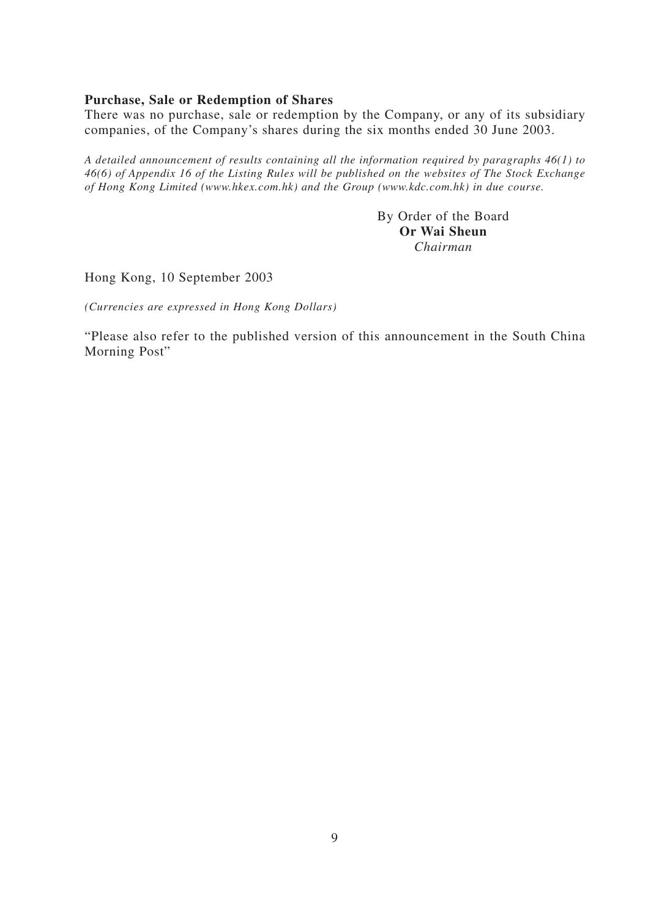**Purchase, Sale or Redemption of Shares**

There was no purchase, sale or redemption by the Company, or any of its subsidiary companies, of the Company's shares during the six months ended 30 June 2003.

*A detailed announcement of results containing all the information required by paragraphs 46(1) to 46(6) of Appendix 16 of the Listing Rules will be published on the websites of The Stock Exchange of Hong Kong Limited (www.hkex.com.hk) and the Group (www.kdc.com.hk) in due course.*

By Order of the Board
**Or Wai Sheun**
*Chairman*

Hong Kong, 10 September 2003

*(Currencies are expressed in Hong Kong Dollars)*

"Please also refer to the published version of this announcement in the South China Morning Post"